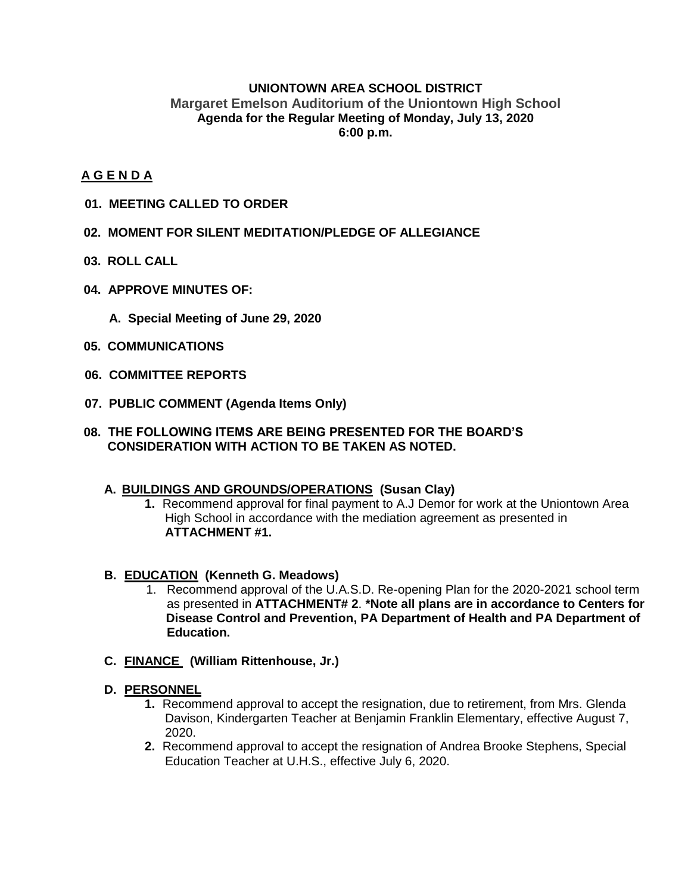**UNIONTOWN AREA SCHOOL DISTRICT**
**Margaret Emelson Auditorium of the Uniontown High School**
**Agenda for the Regular Meeting of Monday, July 13, 2020**
**6:00 p.m.**

## A G E N D A

**01. MEETING CALLED TO ORDER**

**02. MOMENT FOR SILENT MEDITATION/PLEDGE OF ALLEGIANCE**

**03. ROLL CALL**

**04. APPROVE MINUTES OF:**

**A. Special Meeting of June 29, 2020**

**05. COMMUNICATIONS**

**06. COMMITTEE REPORTS**

**07. PUBLIC COMMENT (Agenda Items Only)**

**08. THE FOLLOWING ITEMS ARE BEING PRESENTED FOR THE BOARD'S CONSIDERATION WITH ACTION TO BE TAKEN AS NOTED.**

**A. BUILDINGS AND GROUNDS/OPERATIONS (Susan Clay)**

1. Recommend approval for final payment to A.J Demor for work at the Uniontown Area High School in accordance with the mediation agreement as presented in **ATTACHMENT #1.**

**B. EDUCATION (Kenneth G. Meadows)**

1. Recommend approval of the U.A.S.D. Re-opening Plan for the 2020-2021 school term as presented in **ATTACHMENT# 2**. **\*Note all plans are in accordance to Centers for Disease Control and Prevention, PA Department of Health and PA Department of Education.**

**C. FINANCE (William Rittenhouse, Jr.)**

**D. PERSONNEL**

1. Recommend approval to accept the resignation, due to retirement, from Mrs. Glenda Davison, Kindergarten Teacher at Benjamin Franklin Elementary, effective August 7, 2020.
2. Recommend approval to accept the resignation of Andrea Brooke Stephens, Special Education Teacher at U.H.S., effective July 6, 2020.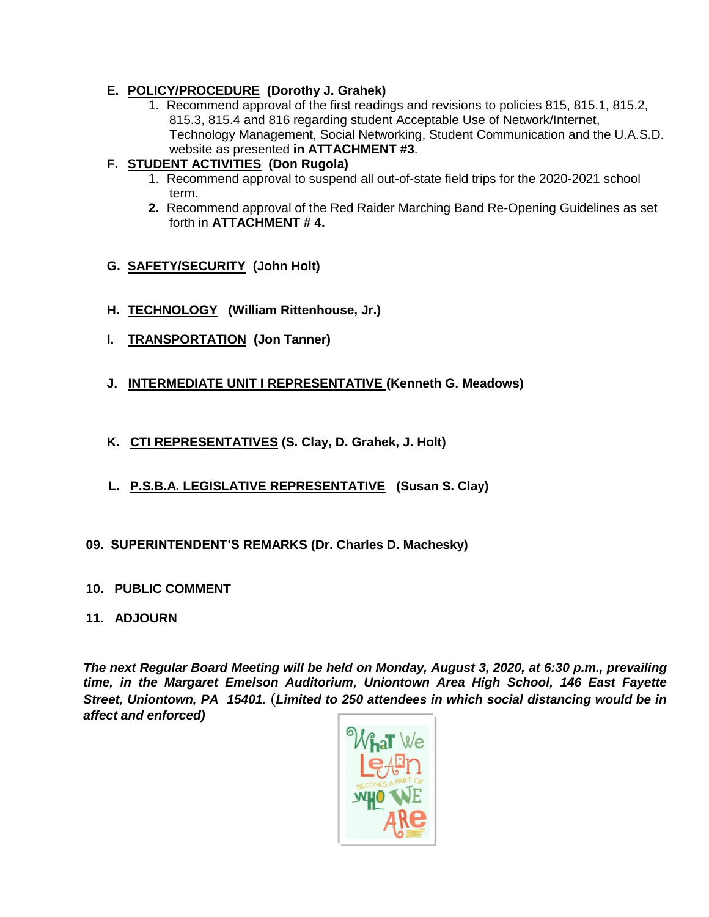**E. <u>POLICY/PROCEDURE</u> (Dorothy J. Grahek)**

1. Recommend approval of the first readings and revisions to policies 815, 815.1, 815.2, 815.3, 815.4 and 816 regarding student Acceptable Use of Network/Internet, Technology Management, Social Networking, Student Communication and the U.A.S.D. website as presented **in ATTACHMENT #3**.

**F. <u>STUDENT ACTIVITIES</u> (Don Rugola)**

1. Recommend approval to suspend all out-of-state field trips for the 2020-2021 school term.
2. Recommend approval of the Red Raider Marching Band Re-Opening Guidelines as set forth in **ATTACHMENT # 4.**

**G. <u>SAFETY/SECURITY</u> (John Holt)**

**H. <u>TECHNOLOGY</u> (William Rittenhouse, Jr.)**

**I. <u>TRANSPORTATION</u> (Jon Tanner)**

**J. <u>INTERMEDIATE UNIT I REPRESENTATIVE</u> (Kenneth G. Meadows)**

**K. <u>CTI REPRESENTATIVES</u> (S. Clay, D. Grahek, J. Holt)**

**L. <u>P.S.B.A. LEGISLATIVE REPRESENTATIVE</u> (Susan S. Clay)**

**09. SUPERINTENDENT'S REMARKS (Dr. Charles D. Machesky)**

**10. PUBLIC COMMENT**

**11. ADJOURN**

***The next Regular Board Meeting will be held on Monday, August 3, 2020, at 6:30 p.m., prevailing time, in the Margaret Emelson Auditorium, Uniontown Area High School, 146 East Fayette Street, Uniontown, PA 15401. (Limited to 250 attendees in which social distancing would be in affect and enforced)***

What We Learn Becomes A Part Of Who We Are